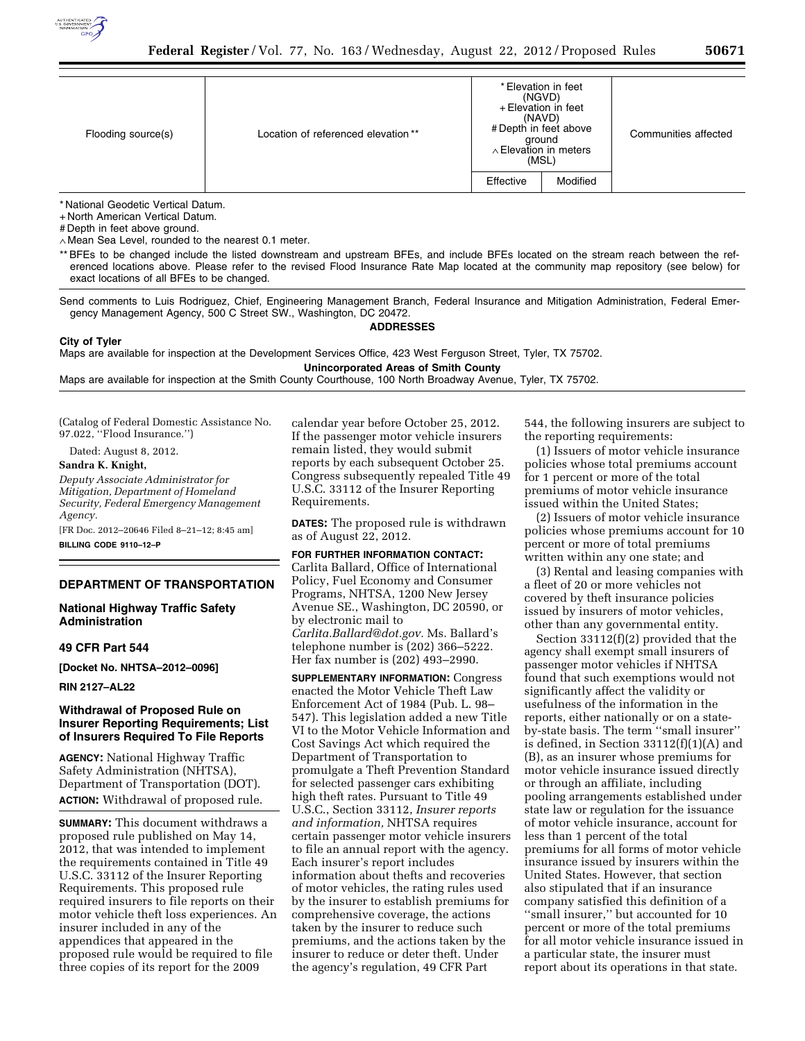| Flooding source(s) | Location of referenced elevation ** | * Elevation in feet (NGVD) + Elevation in feet (NAVD) # Depth in feet above ground ∧ Elevation in meters (MSL) | | Communities affected |
|---|---|---|---|---|
| | | Effective | Modified | |

* National Geodetic Vertical Datum.
+ North American Vertical Datum.
# Depth in feet above ground.
∧ Mean Sea Level, rounded to the nearest 0.1 meter.
** BFEs to be changed include the listed downstream and upstream BFEs, and include BFEs located on the stream reach between the referenced locations above. Please refer to the revised Flood Insurance Rate Map located at the community map repository (see below) for exact locations of all BFEs to be changed.

Send comments to Luis Rodriguez, Chief, Engineering Management Branch, Federal Insurance and Mitigation Administration, Federal Emergency Management Agency, 500 C Street SW., Washington, DC 20472.

**ADDRESSES**

**City of Tyler**

Maps are available for inspection at the Development Services Office, 423 West Ferguson Street, Tyler, TX 75702.

**Unincorporated Areas of Smith County**

Maps are available for inspection at the Smith County Courthouse, 100 North Broadway Avenue, Tyler, TX 75702.

(Catalog of Federal Domestic Assistance No. 97.022, ''Flood Insurance.'')

Dated: August 8, 2012.

**Sandra K. Knight,**

*Deputy Associate Administrator for Mitigation, Department of Homeland Security, Federal Emergency Management Agency.*

[FR Doc. 2012–20646 Filed 8–21–12; 8:45 am]

**BILLING CODE 9110–12–P**

## DEPARTMENT OF TRANSPORTATION

### National Highway Traffic Safety Administration

### 49 CFR Part 544

**[Docket No. NHTSA–2012–0096]**

**RIN 2127–AL22**

### Withdrawal of Proposed Rule on Insurer Reporting Requirements; List of Insurers Required To File Reports

**AGENCY:** National Highway Traffic Safety Administration (NHTSA), Department of Transportation (DOT).

**ACTION:** Withdrawal of proposed rule.

**SUMMARY:** This document withdraws a proposed rule published on May 14, 2012, that was intended to implement the requirements contained in Title 49 U.S.C. 33112 of the Insurer Reporting Requirements. This proposed rule required insurers to file reports on their motor vehicle theft loss experiences. An insurer included in any of the appendices that appeared in the proposed rule would be required to file three copies of its report for the 2009 calendar year before October 25, 2012. If the passenger motor vehicle insurers remain listed, they would submit reports by each subsequent October 25. Congress subsequently repealed Title 49 U.S.C. 33112 of the Insurer Reporting Requirements.

**DATES:** The proposed rule is withdrawn as of August 22, 2012.

**FOR FURTHER INFORMATION CONTACT:** Carlita Ballard, Office of International Policy, Fuel Economy and Consumer Programs, NHTSA, 1200 New Jersey Avenue SE., Washington, DC 20590, or by electronic mail to *Carlita.Ballard@dot.gov.* Ms. Ballard's telephone number is (202) 366–5222. Her fax number is (202) 493–2990.

**SUPPLEMENTARY INFORMATION:** Congress enacted the Motor Vehicle Theft Law Enforcement Act of 1984 (Pub. L. 98–547). This legislation added a new Title VI to the Motor Vehicle Information and Cost Savings Act which required the Department of Transportation to promulgate a Theft Prevention Standard for selected passenger cars exhibiting high theft rates. Pursuant to Title 49 U.S.C., Section 33112, *Insurer reports and information,* NHTSA requires certain passenger motor vehicle insurers to file an annual report with the agency. Each insurer's report includes information about thefts and recoveries of motor vehicles, the rating rules used by the insurer to establish premiums for comprehensive coverage, the actions taken by the insurer to reduce such premiums, and the actions taken by the insurer to reduce or deter theft. Under the agency's regulation, 49 CFR Part 544, the following insurers are subject to the reporting requirements:

(1) Issuers of motor vehicle insurance policies whose total premiums account for 1 percent or more of the total premiums of motor vehicle insurance issued within the United States;

(2) Issuers of motor vehicle insurance policies whose premiums account for 10 percent or more of total premiums written within any one state; and

(3) Rental and leasing companies with a fleet of 20 or more vehicles not covered by theft insurance policies issued by insurers of motor vehicles, other than any governmental entity.

Section 33112(f)(2) provided that the agency shall exempt small insurers of passenger motor vehicles if NHTSA found that such exemptions would not significantly affect the validity or usefulness of the information in the reports, either nationally or on a state-by-state basis. The term ''small insurer'' is defined, in Section 33112(f)(1)(A) and (B), as an insurer whose premiums for motor vehicle insurance issued directly or through an affiliate, including pooling arrangements established under state law or regulation for the issuance of motor vehicle insurance, account for less than 1 percent of the total premiums for all forms of motor vehicle insurance issued by insurers within the United States. However, that section also stipulated that if an insurance company satisfied this definition of a ''small insurer,'' but accounted for 10 percent or more of the total premiums for all motor vehicle insurance issued in a particular state, the insurer must report about its operations in that state.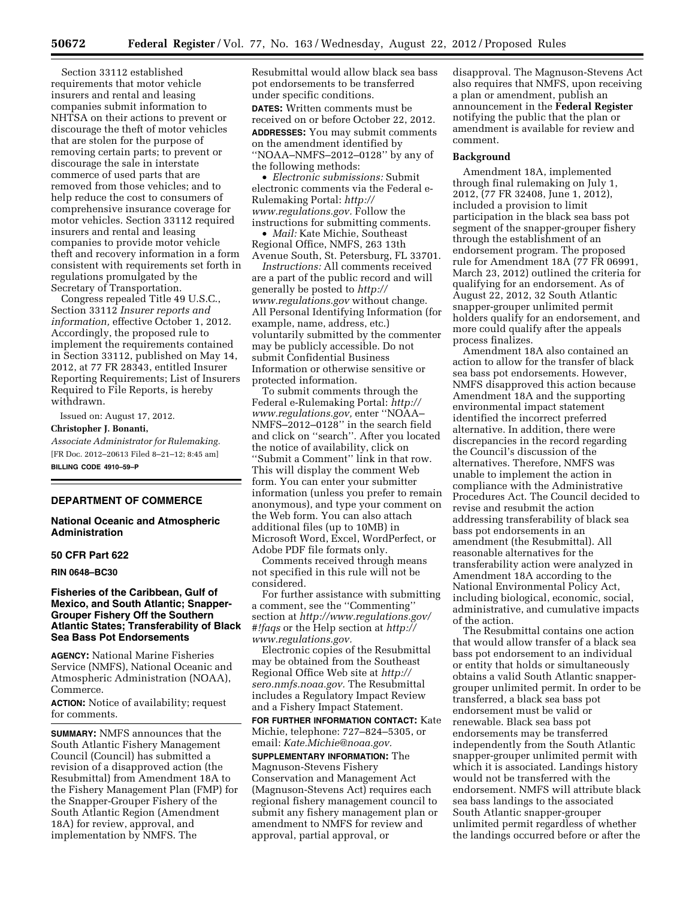Section 33112 established requirements that motor vehicle insurers and rental and leasing companies submit information to NHTSA on their actions to prevent or discourage the theft of motor vehicles that are stolen for the purpose of removing certain parts; to prevent or discourage the sale in interstate commerce of used parts that are removed from those vehicles; and to help reduce the cost to consumers of comprehensive insurance coverage for motor vehicles. Section 33112 required insurers and rental and leasing companies to provide motor vehicle theft and recovery information in a form consistent with requirements set forth in regulations promulgated by the Secretary of Transportation.

Congress repealed Title 49 U.S.C., Section 33112 *Insurer reports and information,* effective October 1, 2012. Accordingly, the proposed rule to implement the requirements contained in Section 33112, published on May 14, 2012, at 77 FR 28343, entitled Insurer Reporting Requirements; List of Insurers Required to File Reports, is hereby withdrawn.

Issued on: August 17, 2012.

**Christopher J. Bonanti,**

*Associate Administrator for Rulemaking.*

[FR Doc. 2012–20613 Filed 8–21–12; 8:45 am]

**BILLING CODE 4910–59–P**

---

## DEPARTMENT OF COMMERCE

### National Oceanic and Atmospheric Administration

### 50 CFR Part 622

**RIN 0648–BC30**

### Fisheries of the Caribbean, Gulf of Mexico, and South Atlantic; Snapper-Grouper Fishery Off the Southern Atlantic States; Transferability of Black Sea Bass Pot Endorsements

**AGENCY:** National Marine Fisheries Service (NMFS), National Oceanic and Atmospheric Administration (NOAA), Commerce.

**ACTION:** Notice of availability; request for comments.

**SUMMARY:** NMFS announces that the South Atlantic Fishery Management Council (Council) has submitted a revision of a disapproved action (the Resubmittal) from Amendment 18A to the Fishery Management Plan (FMP) for the Snapper-Grouper Fishery of the South Atlantic Region (Amendment 18A) for review, approval, and implementation by NMFS. The Resubmittal would allow black sea bass pot endorsements to be transferred under specific conditions.

**DATES:** Written comments must be received on or before October 22, 2012.

**ADDRESSES:** You may submit comments on the amendment identified by ''NOAA–NMFS–2012–0128'' by any of the following methods:

- *Electronic submissions:* Submit electronic comments via the Federal e-Rulemaking Portal: *http://www.regulations.gov.* Follow the instructions for submitting comments.
- *Mail:* Kate Michie, Southeast Regional Office, NMFS, 263 13th Avenue South, St. Petersburg, FL 33701.

*Instructions:* All comments received are a part of the public record and will generally be posted to *http://www.regulations.gov* without change. All Personal Identifying Information (for example, name, address, etc.) voluntarily submitted by the commenter may be publicly accessible. Do not submit Confidential Business Information or otherwise sensitive or protected information.

To submit comments through the Federal e-Rulemaking Portal: *http://www.regulations.gov,* enter ''NOAA–NMFS–2012–0128'' in the search field and click on ''search''. After you located the notice of availability, click on ''Submit a Comment'' link in that row. This will display the comment Web form. You can enter your submitter information (unless you prefer to remain anonymous), and type your comment on the Web form. You can also attach additional files (up to 10MB) in Microsoft Word, Excel, WordPerfect, or Adobe PDF file formats only.

Comments received through means not specified in this rule will not be considered.

For further assistance with submitting a comment, see the ''Commenting'' section at *http://www.regulations.gov/#!faqs* or the Help section at *http://www.regulations.gov.*

Electronic copies of the Resubmittal may be obtained from the Southeast Regional Office Web site at *http://sero.nmfs.noaa.gov.* The Resubmittal includes a Regulatory Impact Review and a Fishery Impact Statement.

**FOR FURTHER INFORMATION CONTACT:** Kate Michie, telephone: 727–824–5305, or email: *Kate.Michie@noaa.gov.*

**SUPPLEMENTARY INFORMATION:** The Magnuson-Stevens Fishery Conservation and Management Act (Magnuson-Stevens Act) requires each regional fishery management council to submit any fishery management plan or amendment to NMFS for review and approval, partial approval, or disapproval. The Magnuson-Stevens Act also requires that NMFS, upon receiving a plan or amendment, publish an announcement in the **Federal Register** notifying the public that the plan or amendment is available for review and comment.

#### Background

Amendment 18A, implemented through final rulemaking on July 1, 2012, (77 FR 32408, June 1, 2012), included a provision to limit participation in the black sea bass pot segment of the snapper-grouper fishery through the establishment of an endorsement program. The proposed rule for Amendment 18A (77 FR 06991, March 23, 2012) outlined the criteria for qualifying for an endorsement. As of August 22, 2012, 32 South Atlantic snapper-grouper unlimited permit holders qualify for an endorsement, and more could qualify after the appeals process finalizes.

Amendment 18A also contained an action to allow for the transfer of black sea bass pot endorsements. However, NMFS disapproved this action because Amendment 18A and the supporting environmental impact statement identified the incorrect preferred alternative. In addition, there were discrepancies in the record regarding the Council's discussion of the alternatives. Therefore, NMFS was unable to implement the action in compliance with the Administrative Procedures Act. The Council decided to revise and resubmit the action addressing transferability of black sea bass pot endorsements in an amendment (the Resubmittal). All reasonable alternatives for the transferability action were analyzed in Amendment 18A according to the National Environmental Policy Act, including biological, economic, social, administrative, and cumulative impacts of the action.

The Resubmittal contains one action that would allow transfer of a black sea bass pot endorsement to an individual or entity that holds or simultaneously obtains a valid South Atlantic snapper-grouper unlimited permit. In order to be transferred, a black sea bass pot endorsement must be valid or renewable. Black sea bass pot endorsements may be transferred independently from the South Atlantic snapper-grouper unlimited permit with which it is associated. Landings history would not be transferred with the endorsement. NMFS will attribute black sea bass landings to the associated South Atlantic snapper-grouper unlimited permit regardless of whether the landings occurred before or after the